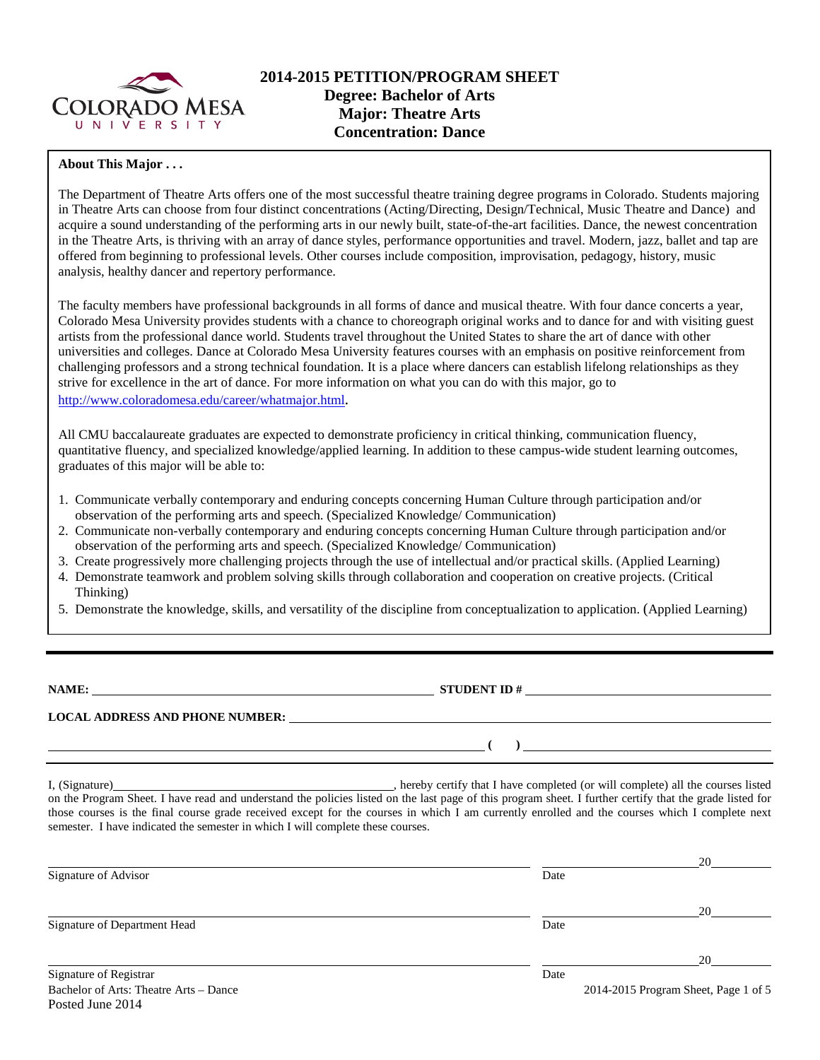# 2014-2015 PETITION/PROGRAM SHEET

**Degree: Bachelor of Arts**
**Major: Theatre Arts**
**Concentration: Dance**

**About This Major . . .**

The Department of Theatre Arts offers one of the most successful theatre training degree programs in Colorado. Students majoring in Theatre Arts can choose from four distinct concentrations (Acting/Directing, Design/Technical, Music Theatre and Dance) and acquire a sound understanding of the performing arts in our newly built, state-of-the-art facilities. Dance, the newest concentration in the Theatre Arts, is thriving with an array of dance styles, performance opportunities and travel. Modern, jazz, ballet and tap are offered from beginning to professional levels. Other courses include composition, improvisation, pedagogy, history, music analysis, healthy dancer and repertory performance.

The faculty members have professional backgrounds in all forms of dance and musical theatre. With four dance concerts a year, Colorado Mesa University provides students with a chance to choreograph original works and to dance for and with visiting guest artists from the professional dance world. Students travel throughout the United States to share the art of dance with other universities and colleges. Dance at Colorado Mesa University features courses with an emphasis on positive reinforcement from challenging professors and a strong technical foundation. It is a place where dancers can establish lifelong relationships as they strive for excellence in the art of dance. For more information on what you can do with this major, go to http://www.coloradomesa.edu/career/whatmajor.html.

All CMU baccalaureate graduates are expected to demonstrate proficiency in critical thinking, communication fluency, quantitative fluency, and specialized knowledge/applied learning. In addition to these campus-wide student learning outcomes, graduates of this major will be able to:

1. Communicate verbally contemporary and enduring concepts concerning Human Culture through participation and/or observation of the performing arts and speech. (Specialized Knowledge/ Communication)
2. Communicate non-verbally contemporary and enduring concepts concerning Human Culture through participation and/or observation of the performing arts and speech. (Specialized Knowledge/ Communication)
3. Create progressively more challenging projects through the use of intellectual and/or practical skills. (Applied Learning)
4. Demonstrate teamwork and problem solving skills through collaboration and cooperation on creative projects. (Critical Thinking)
5. Demonstrate the knowledge, skills, and versatility of the discipline from conceptualization to application. (Applied Learning)

---

**NAME:** ______________________________ **STUDENT ID #** ______________________________

**LOCAL ADDRESS AND PHONE NUMBER:** ______________________________

______________________________ **( )** ______________________________

I, (Signature)______________________________, hereby certify that I have completed (or will complete) all the courses listed on the Program Sheet. I have read and understand the policies listed on the last page of this program sheet. I further certify that the grade listed for those courses is the final course grade received except for the courses in which I am currently enrolled and the courses which I complete next semester. I have indicated the semester in which I will complete these courses.

______________________________ ______________ 20______
Signature of Advisor Date

______________________________ ______________ 20______
Signature of Department Head Date

______________________________ ______________ 20______
Signature of Registrar Date

Bachelor of Arts: Theatre Arts – Dance
Posted June 2014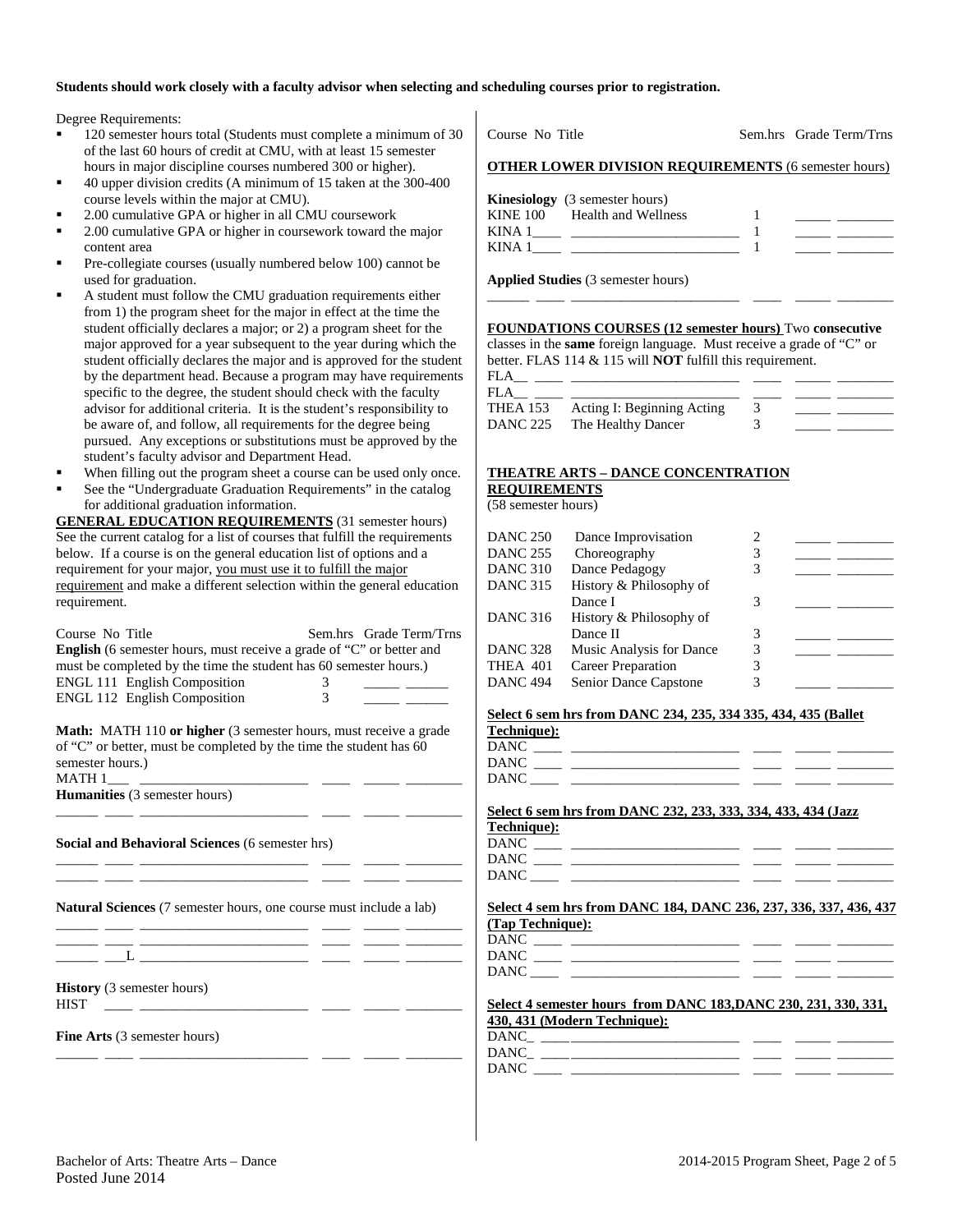**Students should work closely with a faculty advisor when selecting and scheduling courses prior to registration.**

Degree Requirements:

- 120 semester hours total (Students must complete a minimum of 30 of the last 60 hours of credit at CMU, with at least 15 semester hours in major discipline courses numbered 300 or higher).
- 40 upper division credits (A minimum of 15 taken at the 300-400 course levels within the major at CMU).
- 2.00 cumulative GPA or higher in all CMU coursework
- 2.00 cumulative GPA or higher in coursework toward the major content area
- Pre-collegiate courses (usually numbered below 100) cannot be used for graduation.
- A student must follow the CMU graduation requirements either from 1) the program sheet for the major in effect at the time the student officially declares a major; or 2) a program sheet for the major approved for a year subsequent to the year during which the student officially declares the major and is approved for the student by the department head. Because a program may have requirements specific to the degree, the student should check with the faculty advisor for additional criteria. It is the student's responsibility to be aware of, and follow, all requirements for the degree being pursued. Any exceptions or substitutions must be approved by the student's faculty advisor and Department Head.
- When filling out the program sheet a course can be used only once.
- See the "Undergraduate Graduation Requirements" in the catalog for additional graduation information.

**GENERAL EDUCATION REQUIREMENTS** (31 semester hours) See the current catalog for a list of courses that fulfill the requirements below. If a course is on the general education list of options and a requirement for your major, you must use it to fulfill the major requirement and make a different selection within the general education requirement.

| Course No | Title | Sem.hrs | Grade | Term/Trns |
|---|---|---|---|---|
| **English** (6 semester hours, must receive a grade of "C" or better and must be completed by the time the student has 60 semester hours.) | | | | |
| ENGL 111 | English Composition | 3 | | |
| ENGL 112 | English Composition | 3 | | |
| **Math:** MATH 110 **or higher** (3 semester hours, must receive a grade of "C" or better, must be completed by the time the student has 60 semester hours.) | | | | |
| MATH 1___ | | | | |
| **Humanities** (3 semester hours) | | | | |
| | | | | |
| **Social and Behavioral Sciences** (6 semester hrs) | | | | |
| | | | | |
| | | | | |
| **Natural Sciences** (7 semester hours, one course must include a lab) | | | | |
| | | | | |
| | | | | |
| ___L | | | | |
| **History** (3 semester hours) | | | | |
| HIST | | | | |
| **Fine Arts** (3 semester hours) | | | | |
| | | | | |

| Course No | Title | Sem.hrs | Grade | Term/Trns |
|---|---|---|---|---|
| **OTHER LOWER DIVISION REQUIREMENTS** (6 semester hours) | | | | |
| **Kinesiology** (3 semester hours) | | | | |
| KINE 100 | Health and Wellness | 1 | | |
| KINA 1____ | | 1 | | |
| KINA 1____ | | 1 | | |
| **Applied Studies** (3 semester hours) | | | | |
| | | | | |
| **FOUNDATIONS COURSES (12 semester hours)** Two **consecutive** classes in the **same** foreign language. Must receive a grade of "C" or better. FLAS 114 & 115 will **NOT** fulfill this requirement. | | | | |
| FLA__ | | | | |
| FLA__ | | | | |
| THEA 153 | Acting I: Beginning Acting | 3 | | |
| DANC 225 | The Healthy Dancer | 3 | | |

**THEATRE ARTS – DANCE CONCENTRATION REQUIREMENTS**
(58 semester hours)

| Course No | Title | Sem.hrs | Grade | Term/Trns |
|---|---|---|---|---|
| DANC 250 | Dance Improvisation | 2 | | |
| DANC 255 | Choreography | 3 | | |
| DANC 310 | Dance Pedagogy | 3 | | |
| DANC 315 | History & Philosophy of Dance I | 3 | | |
| DANC 316 | History & Philosophy of Dance II | 3 | | |
| DANC 328 | Music Analysis for Dance | 3 | | |
| THEA 401 | Career Preparation | 3 | | |
| DANC 494 | Senior Dance Capstone | 3 | | |
| **Select 6 sem hrs from DANC 234, 235, 334 335, 434, 435 (Ballet Technique):** | | | | |
| DANC ____ | | | | |
| DANC ____ | | | | |
| DANC ____ | | | | |
| **Select 6 sem hrs from DANC 232, 233, 333, 334, 433, 434 (Jazz Technique):** | | | | |
| DANC ____ | | | | |
| DANC ____ | | | | |
| DANC ____ | | | | |
| **Select 4 sem hrs from DANC 184, DANC 236, 237, 336, 337, 436, 437 (Tap Technique):** | | | | |
| DANC ____ | | | | |
| DANC ____ | | | | |
| DANC ____ | | | | |
| **Select 4 semester hours from DANC 183,DANC 230, 231, 330, 331, 430, 431 (Modern Technique):** | | | | |
| DANC_ ____ | | | | |
| DANC_ ____ | | | | |
| DANC ____ | | | | |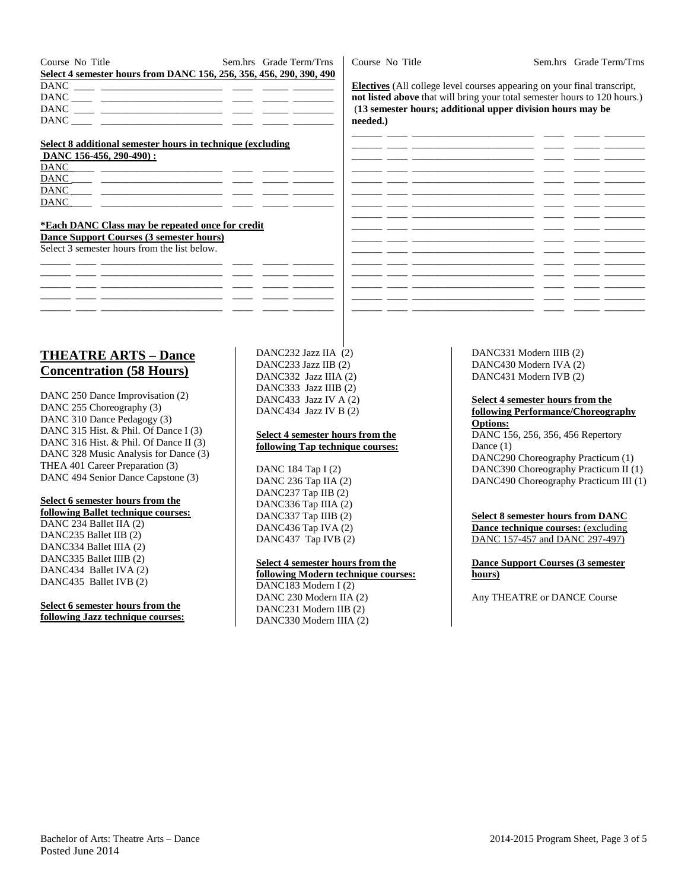| Course No | Title | Sem.hrs | Grade | Term/Trns |
|---|---|---|---|---|
| **Select 4 semester hours from DANC 156, 256, 356, 456, 290, 390, 490** | | | | |
| DANC ____ | | | | |
| DANC ____ | | | | |
| DANC ____ | | | | |
| DANC ____ | | | | |
| **Select 8 additional semester hours in technique (excluding DANC 156-456, 290-490) :** | | | | |
| DANC ____ | | | | |
| DANC ____ | | | | |
| DANC ____ | | | | |
| DANC ____ | | | | |

**\*Each DANC Class may be repeated once for credit**

**Dance Support Courses (3 semester hours)**

Select 3 semester hours from the list below.

| Course No | Title | Sem.hrs | Grade | Term/Trns |
|---|---|---|---|---|
| | | | | |
| | | | | |
| | | | | |
| | | | | |
| | | | | |

**Electives** (All college level courses appearing on your final transcript, **not listed above** that will bring your total semester hours to 120 hours.) (**13 semester hours; additional upper division hours may be needed.)**

| Course No | Title | Sem.hrs | Grade | Term/Trns |
|---|---|---|---|---|
| | | | | |
| | | | | |
| | | | | |
| | | | | |
| | | | | |
| | | | | |
| | | | | |
| | | | | |
| | | | | |
| | | | | |
| | | | | |
| | | | | |
| | | | | |
| | | | | |
| | | | | |
| | | | | |
| | | | | |

## THEATRE ARTS – Dance Concentration (58 Hours)

DANC 250 Dance Improvisation (2)
DANC 255 Choreography (3)
DANC 310 Dance Pedagogy (3)
DANC 315 Hist. & Phil. Of Dance I (3)
DANC 316 Hist. & Phil. Of Dance II (3)
DANC 328 Music Analysis for Dance (3)
THEA 401 Career Preparation (3)
DANC 494 Senior Dance Capstone (3)

**Select 6 semester hours from the following Ballet technique courses:**

DANC 234 Ballet IIA (2)
DANC235 Ballet IIB (2)
DANC334 Ballet IIIA (2)
DANC335 Ballet IIIB (2)
DANC434 Ballet IVA (2)
DANC435 Ballet IVB (2)

**Select 6 semester hours from the following Jazz technique courses:**

DANC232 Jazz IIA (2)
DANC233 Jazz IIB (2)
DANC332 Jazz IIIA (2)
DANC333 Jazz IIIB (2)
DANC433 Jazz IV A (2)
DANC434 Jazz IV B (2)

**Select 4 semester hours from the following Tap technique courses:**

DANC 184 Tap I (2)
DANC 236 Tap IIA (2)
DANC237 Tap IIB (2)
DANC336 Tap IIIA (2)
DANC337 Tap IIIB (2)
DANC436 Tap IVA (2)
DANC437 Tap IVB (2)

**Select 4 semester hours from the following Modern technique courses:**

DANC183 Modern I (2)
DANC 230 Modern IIA (2)
DANC231 Modern IIB (2)
DANC330 Modern IIIA (2)
DANC331 Modern IIIB (2)
DANC430 Modern IVA (2)
DANC431 Modern IVB (2)

**Select 4 semester hours from the following Performance/Choreography Options:**

DANC 156, 256, 356, 456 Repertory Dance (1)
DANC290 Choreography Practicum (1)
DANC390 Choreography Practicum II (1)
DANC490 Choreography Practicum III (1)

**Select 8 semester hours from DANC Dance technique courses:** (excluding DANC 157-457 and DANC 297-497)

**Dance Support Courses (3 semester hours)**

Any THEATRE or DANCE Course

Bachelor of Arts: Theatre Arts – Dance
Posted June 2014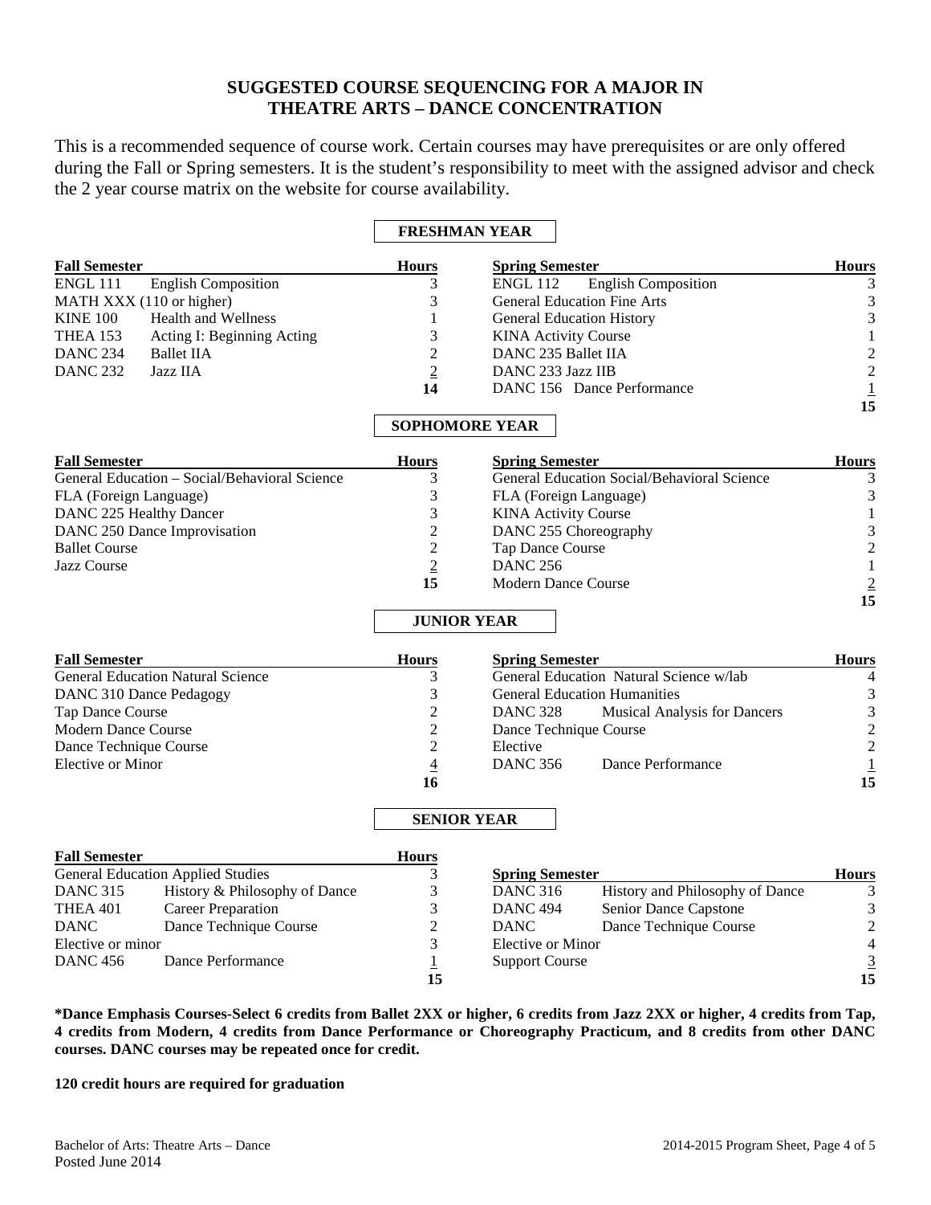## SUGGESTED COURSE SEQUENCING FOR A MAJOR IN THEATRE ARTS – DANCE CONCENTRATION

This is a recommended sequence of course work. Certain courses may have prerequisites or are only offered during the Fall or Spring semesters. It is the student's responsibility to meet with the assigned advisor and check the 2 year course matrix on the website for course availability.

### FRESHMAN YEAR

| Fall Semester | Hours | Spring Semester | Hours |
|---|---|---|---|
| ENGL 111 English Composition | 3 | ENGL 112 English Composition | 3 |
| MATH XXX (110 or higher) | 3 | General Education Fine Arts | 3 |
| KINE 100 Health and Wellness | 1 | General Education History | 3 |
| THEA 153 Acting I: Beginning Acting | 3 | KINA Activity Course | 1 |
| DANC 234 Ballet IIA | 2 | DANC 235 Ballet IIA | 2 |
| DANC 232 Jazz IIA | 2 | DANC 233 Jazz IIB | 2 |
| | **14** | DANC 156 Dance Performance | 1 |
| | | | **15** |

### SOPHOMORE YEAR

| Fall Semester | Hours | Spring Semester | Hours |
|---|---|---|---|
| General Education – Social/Behavioral Science | 3 | General Education Social/Behavioral Science | 3 |
| FLA (Foreign Language) | 3 | FLA (Foreign Language) | 3 |
| DANC 225 Healthy Dancer | 3 | KINA Activity Course | 1 |
| DANC 250 Dance Improvisation | 2 | DANC 255 Choreography | 3 |
| Ballet Course | 2 | Tap Dance Course | 2 |
| Jazz Course | 2 | DANC 256 | 1 |
| | **15** | Modern Dance Course | 2 |
| | | | **15** |

### JUNIOR YEAR

| Fall Semester | Hours | Spring Semester | Hours |
|---|---|---|---|
| General Education Natural Science | 3 | General Education Natural Science w/lab | 4 |
| DANC 310 Dance Pedagogy | 3 | General Education Humanities | 3 |
| Tap Dance Course | 2 | DANC 328 Musical Analysis for Dancers | 3 |
| Modern Dance Course | 2 | Dance Technique Course | 2 |
| Dance Technique Course | 2 | Elective | 2 |
| Elective or Minor | 4 | DANC 356 Dance Performance | 1 |
| | **16** | | **15** |

### SENIOR YEAR

| Fall Semester | Hours | Spring Semester | Hours |
|---|---|---|---|
| General Education Applied Studies | 3 | | |
| DANC 315 History & Philosophy of Dance | 3 | DANC 316 History and Philosophy of Dance | 3 |
| THEA 401 Career Preparation | 3 | DANC 494 Senior Dance Capstone | 3 |
| DANC Dance Technique Course | 2 | DANC Dance Technique Course | 2 |
| Elective or minor | 3 | Elective or Minor | 4 |
| DANC 456 Dance Performance | 1 | Support Course | 3 |
| | **15** | | **15** |

**\*Dance Emphasis Courses-Select 6 credits from Ballet 2XX or higher, 6 credits from Jazz 2XX or higher, 4 credits from Tap, 4 credits from Modern, 4 credits from Dance Performance or Choreography Practicum, and 8 credits from other DANC courses. DANC courses may be repeated once for credit.**

**120 credit hours are required for graduation**

Bachelor of Arts: Theatre Arts – Dance
Posted June 2014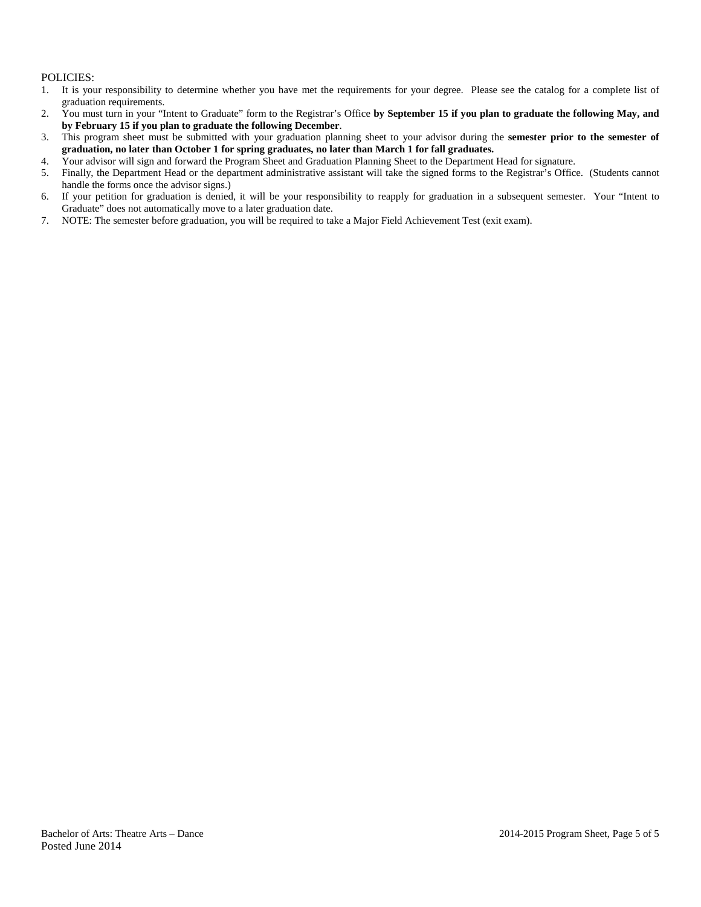POLICIES:

1. It is your responsibility to determine whether you have met the requirements for your degree. Please see the catalog for a complete list of graduation requirements.
2. You must turn in your "Intent to Graduate" form to the Registrar's Office **by September 15 if you plan to graduate the following May, and by February 15 if you plan to graduate the following December**.
3. This program sheet must be submitted with your graduation planning sheet to your advisor during the **semester prior to the semester of graduation, no later than October 1 for spring graduates, no later than March 1 for fall graduates.**
4. Your advisor will sign and forward the Program Sheet and Graduation Planning Sheet to the Department Head for signature.
5. Finally, the Department Head or the department administrative assistant will take the signed forms to the Registrar's Office. (Students cannot handle the forms once the advisor signs.)
6. If your petition for graduation is denied, it will be your responsibility to reapply for graduation in a subsequent semester. Your "Intent to Graduate" does not automatically move to a later graduation date.
7. NOTE: The semester before graduation, you will be required to take a Major Field Achievement Test (exit exam).